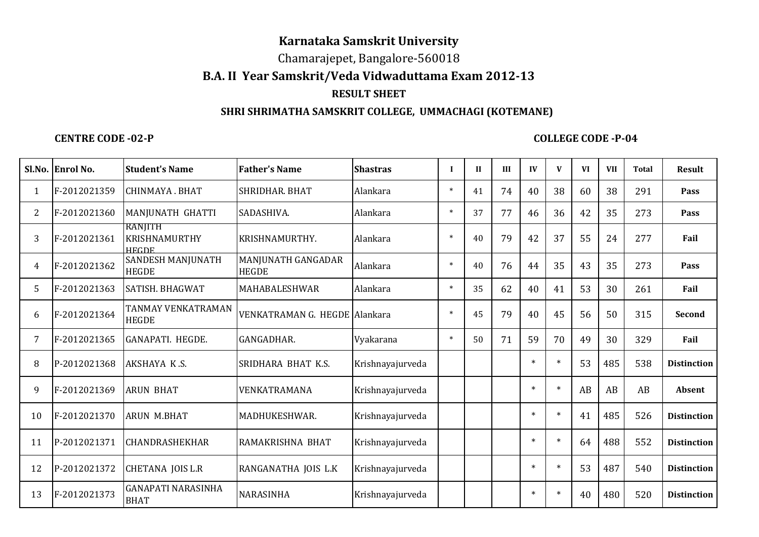# Karnataka Samskrit University

Chamarajepet, Bangalore-560018

## B.A. II Year Samskrit/Veda Vidwaduttama Exam 2012-13

### RESULT SHEET

### SHRI SHRIMATHA SAMSKRIT COLLEGE, UMMACHAGI (KOTEMANE)

**CENTRE CODE -02-P** **COLLEGE CODE -P-04**

| Sl.No. | Enrol No. | Student's Name | Father's Name | Shastras | I | II | III | IV | V | VI | VII | Total | Result |
|---|---|---|---|---|---|---|---|---|---|---|---|---|---|
| 1 | F-2012021359 | CHINMAYA . BHAT | SHRIDHAR. BHAT | Alankara | * | 41 | 74 | 40 | 38 | 60 | 38 | 291 | **Pass** |
| 2 | F-2012021360 | MANJUNATH GHATTI | SADASHIVA. | Alankara | * | 37 | 77 | 46 | 36 | 42 | 35 | 273 | **Pass** |
| 3 | F-2012021361 | RANJITH KRISHNAMURTHY HEGDE | KRISHNAMURTHY. | Alankara | * | 40 | 79 | 42 | 37 | 55 | 24 | 277 | **Fail** |
| 4 | F-2012021362 | SANDESH MANJUNATH HEGDE | MANJUNATH GANGADAR HEGDE | Alankara | * | 40 | 76 | 44 | 35 | 43 | 35 | 273 | **Pass** |
| 5 | F-2012021363 | SATISH. BHAGWAT | MAHABALESHWAR | Alankara | * | 35 | 62 | 40 | 41 | 53 | 30 | 261 | **Fail** |
| 6 | F-2012021364 | TANMAY VENKATRAMAN HEGDE | VENKATRAMAN G. HEGDE | Alankara | * | 45 | 79 | 40 | 45 | 56 | 50 | 315 | **Second** |
| 7 | F-2012021365 | GANAPATI. HEGDE. | GANGADHAR. | Vyakarana | * | 50 | 71 | 59 | 70 | 49 | 30 | 329 | **Fail** |
| 8 | P-2012021368 | AKSHAYA K .S. | SRIDHARA BHAT K.S. | Krishnayajurveda | | | | * | * | 53 | 485 | 538 | **Distinction** |
| 9 | F-2012021369 | ARUN BHAT | VENKATRAMANA | Krishnayajurveda | | | | * | * | AB | AB | AB | **Absent** |
| 10 | F-2012021370 | ARUN M.BHAT | MADHUKESHWAR. | Krishnayajurveda | | | | * | * | 41 | 485 | 526 | **Distinction** |
| 11 | P-2012021371 | CHANDRASHEKHAR | RAMAKRISHNA BHAT | Krishnayajurveda | | | | * | * | 64 | 488 | 552 | **Distinction** |
| 12 | P-2012021372 | CHETANA JOIS L.R | RANGANATHA JOIS L.K | Krishnayajurveda | | | | * | * | 53 | 487 | 540 | **Distinction** |
| 13 | F-2012021373 | GANAPATI NARASINHA BHAT | NARASINHA | Krishnayajurveda | | | | * | * | 40 | 480 | 520 | **Distinction** |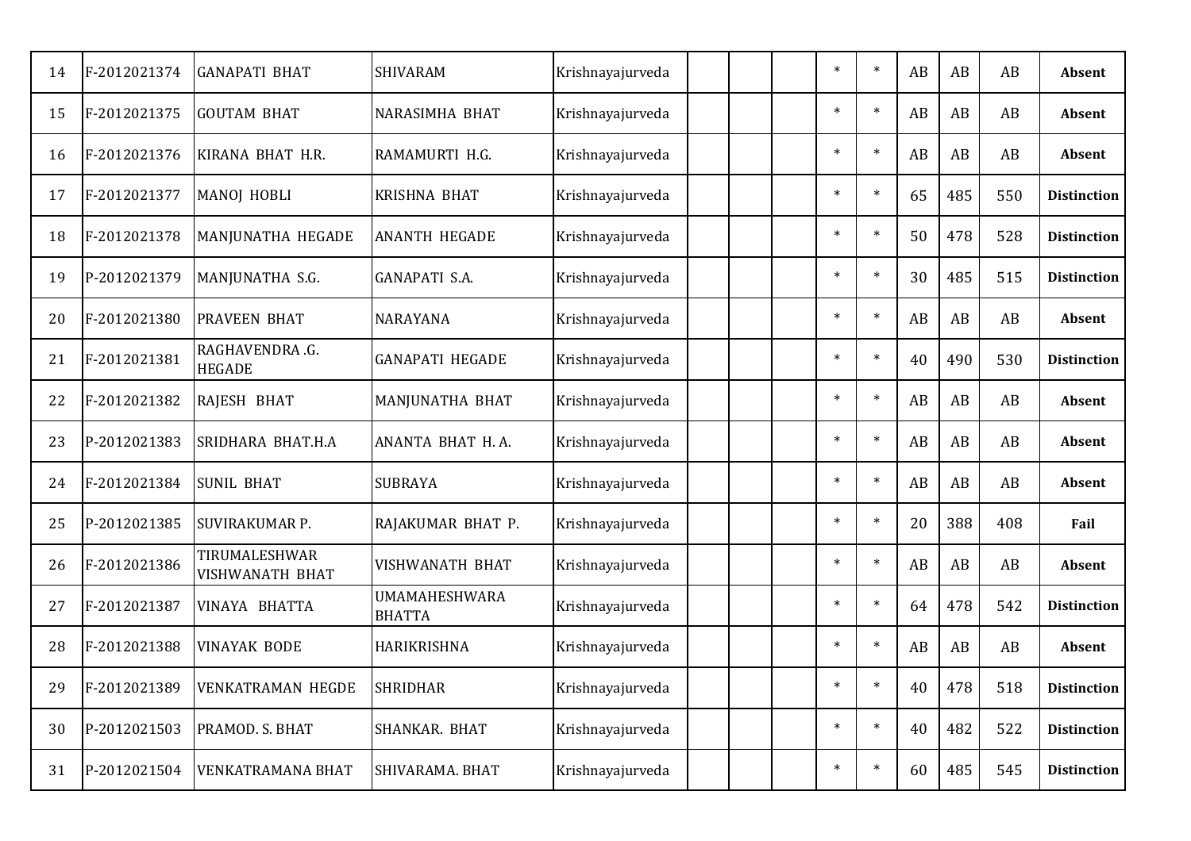| | | | | | | | | | | | | | |
|---|---|---|---|---|---|---|---|---|---|---|---|---|---|
| 14 | F-2012021374 | GANAPATI BHAT | SHIVARAM | Krishnayajurveda | | | | * | * | AB | AB | AB | **Absent** |
| 15 | F-2012021375 | GOUTAM BHAT | NARASIMHA BHAT | Krishnayajurveda | | | | * | * | AB | AB | AB | **Absent** |
| 16 | F-2012021376 | KIRANA BHAT H.R. | RAMAMURTI H.G. | Krishnayajurveda | | | | * | * | AB | AB | AB | **Absent** |
| 17 | F-2012021377 | MANOJ HOBLI | KRISHNA BHAT | Krishnayajurveda | | | | * | * | 65 | 485 | 550 | **Distinction** |
| 18 | F-2012021378 | MANJUNATHA HEGADE | ANANTH HEGADE | Krishnayajurveda | | | | * | * | 50 | 478 | 528 | **Distinction** |
| 19 | P-2012021379 | MANJUNATHA S.G. | GANAPATI S.A. | Krishnayajurveda | | | | * | * | 30 | 485 | 515 | **Distinction** |
| 20 | F-2012021380 | PRAVEEN BHAT | NARAYANA | Krishnayajurveda | | | | * | * | AB | AB | AB | **Absent** |
| 21 | F-2012021381 | RAGHAVENDRA .G. HEGADE | GANAPATI HEGADE | Krishnayajurveda | | | | * | * | 40 | 490 | 530 | **Distinction** |
| 22 | F-2012021382 | RAJESH BHAT | MANJUNATHA BHAT | Krishnayajurveda | | | | * | * | AB | AB | AB | **Absent** |
| 23 | P-2012021383 | SRIDHARA BHAT.H.A | ANANTA BHAT H. A. | Krishnayajurveda | | | | * | * | AB | AB | AB | **Absent** |
| 24 | F-2012021384 | SUNIL BHAT | SUBRAYA | Krishnayajurveda | | | | * | * | AB | AB | AB | **Absent** |
| 25 | P-2012021385 | SUVIRAKUMAR P. | RAJAKUMAR BHAT P. | Krishnayajurveda | | | | * | * | 20 | 388 | 408 | **Fail** |
| 26 | F-2012021386 | TIRUMALESHWAR VISHWANATH BHAT | VISHWANATH BHAT | Krishnayajurveda | | | | * | * | AB | AB | AB | **Absent** |
| 27 | F-2012021387 | VINAYA BHATTA | UMAMAHESHWARA BHATTA | Krishnayajurveda | | | | * | * | 64 | 478 | 542 | **Distinction** |
| 28 | F-2012021388 | VINAYAK BODE | HARIKRISHNA | Krishnayajurveda | | | | * | * | AB | AB | AB | **Absent** |
| 29 | F-2012021389 | VENKATRAMAN HEGDE | SHRIDHAR | Krishnayajurveda | | | | * | * | 40 | 478 | 518 | **Distinction** |
| 30 | P-2012021503 | PRAMOD. S. BHAT | SHANKAR. BHAT | Krishnayajurveda | | | | * | * | 40 | 482 | 522 | **Distinction** |
| 31 | P-2012021504 | VENKATRAMANA BHAT | SHIVARAMA. BHAT | Krishnayajurveda | | | | * | * | 60 | 485 | 545 | **Distinction** |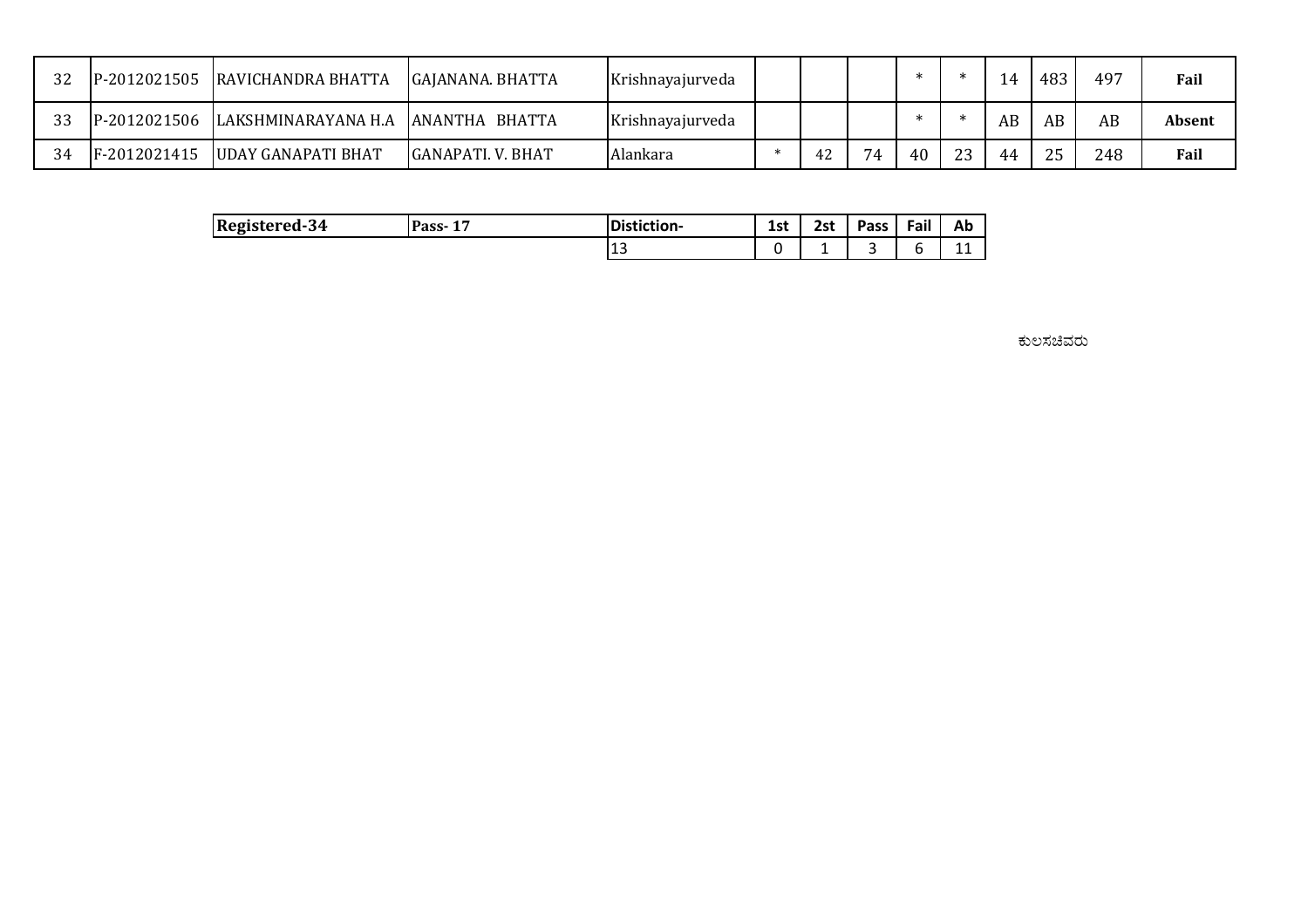| | | | | | | | | | | | | | |
|---|---|---|---|---|---|---|---|---|---|---|---|---|---|
| 32 | P-2012021505 | RAVICHANDRA BHATTA | GAJANANA. BHATTA | Krishnayajurveda | | | | * | * | 14 | 483 | 497 | **Fail** |
| 33 | P-2012021506 | LAKSHMINARAYANA H.A | ANANTHA BHATTA | Krishnayajurveda | | | | * | * | AB | AB | AB | **Absent** |
| 34 | F-2012021415 | UDAY GANAPATI BHAT | GANAPATI. V. BHAT | Alankara | * | 42 | 74 | 40 | 23 | 44 | 25 | 248 | **Fail** |

| **Registered-34** | **Pass- 17** | **Distiction-** | **1st** | **2st** | **Pass** | **Fail** | **Ab** |
|---|---|---|---|---|---|---|---|
| | | 13 | 0 | 1 | 3 | 6 | 11 |

ಕುಲಸಚಿವರು